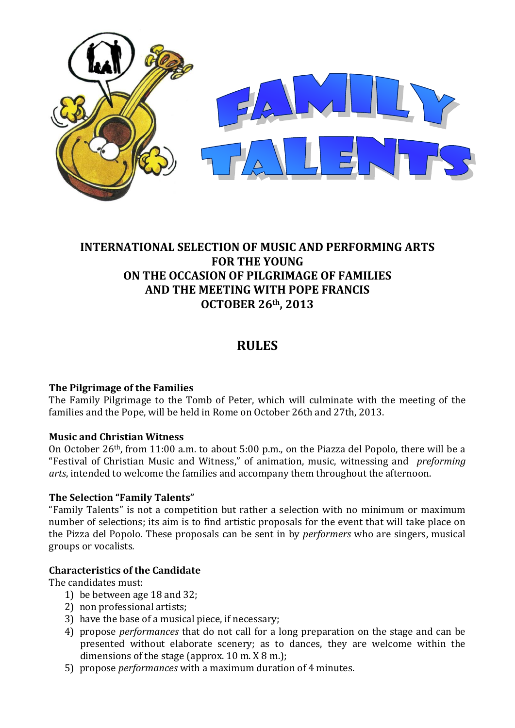# FAMILY TALENTS

**INTERNATIONAL SELECTION OF MUSIC AND PERFORMING ARTS FOR THE YOUNG ON THE OCCASION OF PILGRIMAGE OF FAMILIES AND THE MEETING WITH POPE FRANCIS OCTOBER 26th, 2013**

## RULES

### The Pilgrimage of the Families

The Family Pilgrimage to the Tomb of Peter, which will culminate with the meeting of the families and the Pope, will be held in Rome on October 26th and 27th, 2013.

### Music and Christian Witness

On October 26th, from 11:00 a.m. to about 5:00 p.m., on the Piazza del Popolo, there will be a "Festival of Christian Music and Witness," of animation, music, witnessing and *preforming arts*, intended to welcome the families and accompany them throughout the afternoon.

### The Selection "Family Talents"

"Family Talents" is not a competition but rather a selection with no minimum or maximum number of selections; its aim is to find artistic proposals for the event that will take place on the Pizza del Popolo. These proposals can be sent in by *performers* who are singers, musical groups or vocalists.

### Characteristics of the Candidate

The candidates must:

1) be between age 18 and 32;
2) non professional artists;
3) have the base of a musical piece, if necessary;
4) propose *performances* that do not call for a long preparation on the stage and can be presented without elaborate scenery; as to dances, they are welcome within the dimensions of the stage (approx. 10 m. X 8 m.);
5) propose *performances* with a maximum duration of 4 minutes.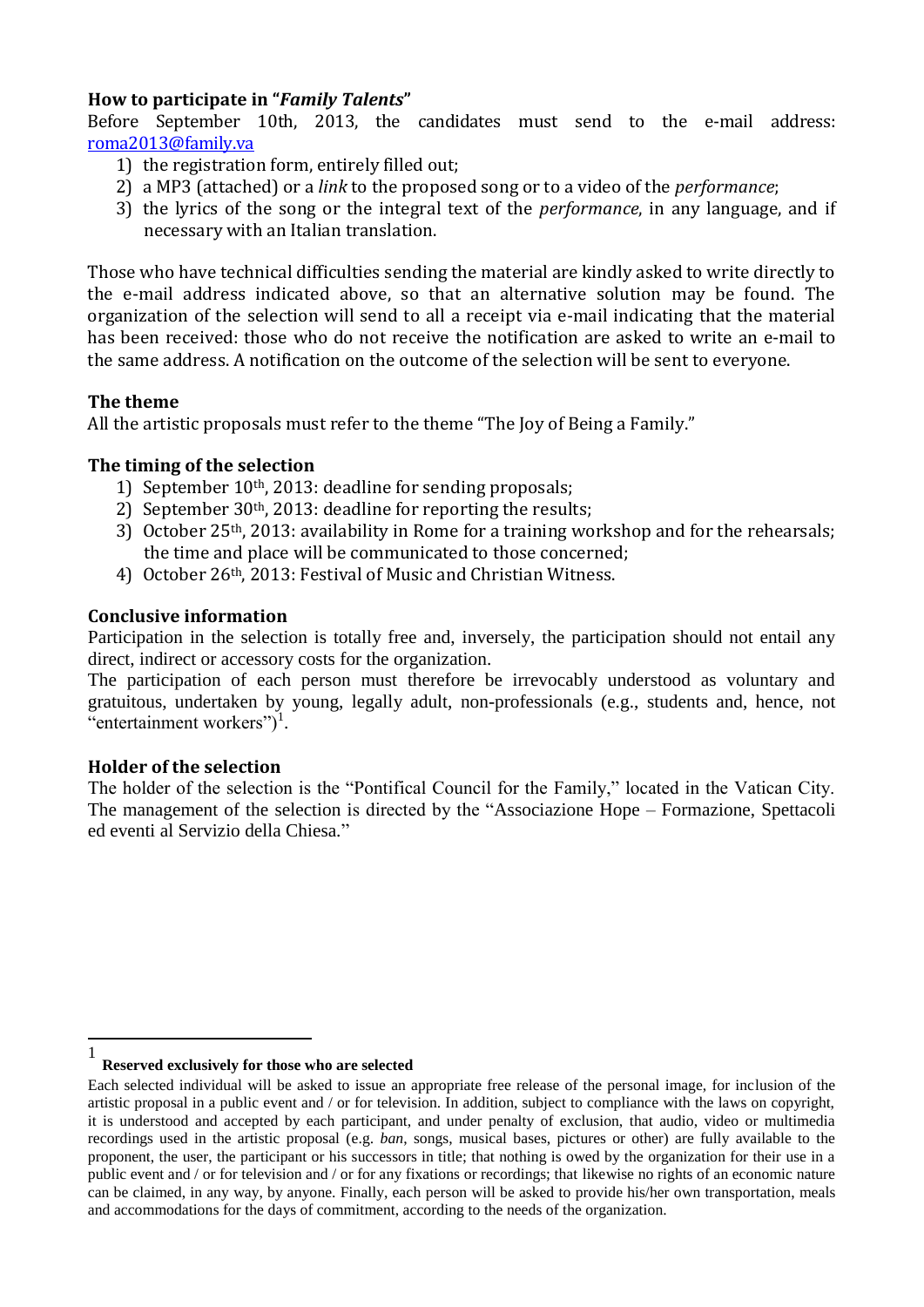### How to participate in "*Family Talents*"

Before September 10th, 2013, the candidates must send to the e-mail address: roma2013@family.va

1) the registration form, entirely filled out;
2) a MP3 (attached) or a *link* to the proposed song or to a video of the *performance*;
3) the lyrics of the song or the integral text of the *performance*, in any language, and if necessary with an Italian translation.

Those who have technical difficulties sending the material are kindly asked to write directly to the e-mail address indicated above, so that an alternative solution may be found. The organization of the selection will send to all a receipt via e-mail indicating that the material has been received: those who do not receive the notification are asked to write an e-mail to the same address. A notification on the outcome of the selection will be sent to everyone.

### The theme

All the artistic proposals must refer to the theme "The Joy of Being a Family."

### The timing of the selection

1) September 10th, 2013: deadline for sending proposals;
2) September 30th, 2013: deadline for reporting the results;
3) October 25th, 2013: availability in Rome for a training workshop and for the rehearsals; the time and place will be communicated to those concerned;
4) October 26th, 2013: Festival of Music and Christian Witness.

### Conclusive information

Participation in the selection is totally free and, inversely, the participation should not entail any direct, indirect or accessory costs for the organization.

The participation of each person must therefore be irrevocably understood as voluntary and gratuitous, undertaken by young, legally adult, non-professionals (e.g., students and, hence, not "entertainment workers")[1].

### Holder of the selection

The holder of the selection is the "Pontifical Council for the Family," located in the Vatican City. The management of the selection is directed by the "Associazione Hope – Formazione, Spettacoli ed eventi al Servizio della Chiesa."

---

[1] **Reserved exclusively for those who are selected**

Each selected individual will be asked to issue an appropriate free release of the personal image, for inclusion of the artistic proposal in a public event and / or for television. In addition, subject to compliance with the laws on copyright, it is understood and accepted by each participant, and under penalty of exclusion, that audio, video or multimedia recordings used in the artistic proposal (e.g. *ban*, songs, musical bases, pictures or other) are fully available to the proponent, the user, the participant or his successors in title; that nothing is owed by the organization for their use in a public event and / or for television and / or for any fixations or recordings; that likewise no rights of an economic nature can be claimed, in any way, by anyone. Finally, each person will be asked to provide his/her own transportation, meals and accommodations for the days of commitment, according to the needs of the organization.